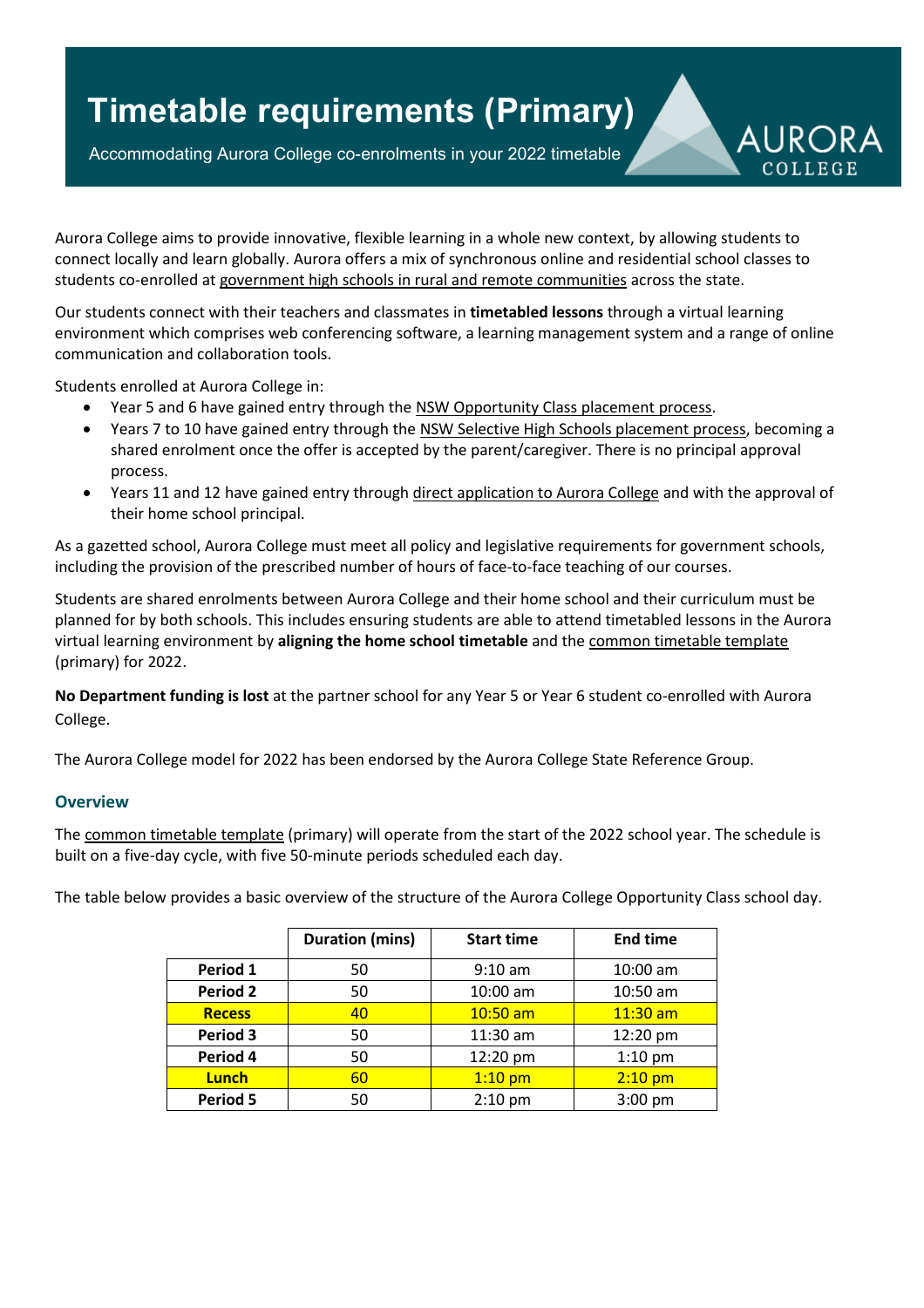# Timetable requirements (Primary)

Accommodating Aurora College co-enrolments in your 2022 timetable

Aurora College aims to provide innovative, flexible learning in a whole new context, by allowing students to connect locally and learn globally. Aurora offers a mix of synchronous online and residential school classes to students co-enrolled at government high schools in rural and remote communities across the state.

Our students connect with their teachers and classmates in **timetabled lessons** through a virtual learning environment which comprises web conferencing software, a learning management system and a range of online communication and collaboration tools.

Students enrolled at Aurora College in:

- Year 5 and 6 have gained entry through the NSW Opportunity Class placement process.
- Years 7 to 10 have gained entry through the NSW Selective High Schools placement process, becoming a shared enrolment once the offer is accepted by the parent/caregiver. There is no principal approval process.
- Years 11 and 12 have gained entry through direct application to Aurora College and with the approval of their home school principal.

As a gazetted school, Aurora College must meet all policy and legislative requirements for government schools, including the provision of the prescribed number of hours of face-to-face teaching of our courses.

Students are shared enrolments between Aurora College and their home school and their curriculum must be planned for by both schools. This includes ensuring students are able to attend timetabled lessons in the Aurora virtual learning environment by **aligning the home school timetable** and the common timetable template (primary) for 2022.

**No Department funding is lost** at the partner school for any Year 5 or Year 6 student co-enrolled with Aurora College.

The Aurora College model for 2022 has been endorsed by the Aurora College State Reference Group.

## Overview

The common timetable template (primary) will operate from the start of the 2022 school year. The schedule is built on a five-day cycle, with five 50-minute periods scheduled each day.

The table below provides a basic overview of the structure of the Aurora College Opportunity Class school day.

| | Duration (mins) | Start time | End time |
|---|---|---|---|
| **Period 1** | 50 | 9:10 am | 10:00 am |
| **Period 2** | 50 | 10:00 am | 10:50 am |
| **Recess** | 40 | 10:50 am | 11:30 am |
| **Period 3** | 50 | 11:30 am | 12:20 pm |
| **Period 4** | 50 | 12:20 pm | 1:10 pm |
| **Lunch** | 60 | 1:10 pm | 2:10 pm |
| **Period 5** | 50 | 2:10 pm | 3:00 pm |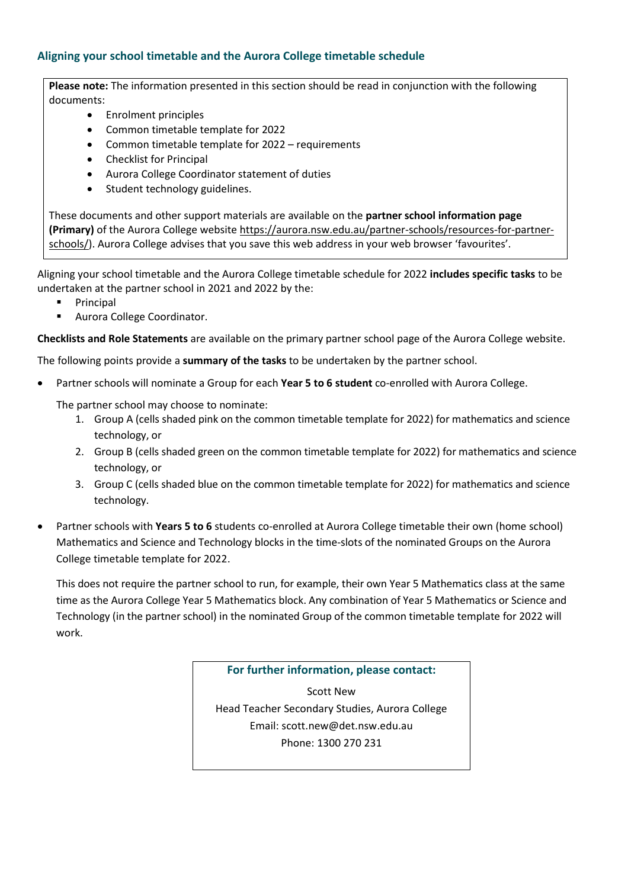## Aligning your school timetable and the Aurora College timetable schedule

**Please note:** The information presented in this section should be read in conjunction with the following documents:

- Enrolment principles
- Common timetable template for 2022
- Common timetable template for 2022 – requirements
- Checklist for Principal
- Aurora College Coordinator statement of duties
- Student technology guidelines.

These documents and other support materials are available on the **partner school information page (Primary)** of the Aurora College website https://aurora.nsw.edu.au/partner-schools/resources-for-partner-schools/). Aurora College advises that you save this web address in your web browser 'favourites'.

Aligning your school timetable and the Aurora College timetable schedule for 2022 **includes specific tasks** to be undertaken at the partner school in 2021 and 2022 by the:

- Principal
- Aurora College Coordinator.

**Checklists and Role Statements** are available on the primary partner school page of the Aurora College website.

The following points provide a **summary of the tasks** to be undertaken by the partner school.

- Partner schools will nominate a Group for each **Year 5 to 6 student** co-enrolled with Aurora College.

  The partner school may choose to nominate:
  1. Group A (cells shaded pink on the common timetable template for 2022) for mathematics and science technology, or
  2. Group B (cells shaded green on the common timetable template for 2022) for mathematics and science technology, or
  3. Group C (cells shaded blue on the common timetable template for 2022) for mathematics and science technology.

- Partner schools with **Years 5 to 6** students co-enrolled at Aurora College timetable their own (home school) Mathematics and Science and Technology blocks in the time-slots of the nominated Groups on the Aurora College timetable template for 2022.

  This does not require the partner school to run, for example, their own Year 5 Mathematics class at the same time as the Aurora College Year 5 Mathematics block. Any combination of Year 5 Mathematics or Science and Technology (in the partner school) in the nominated Group of the common timetable template for 2022 will work.

**For further information, please contact:**

Scott New
Head Teacher Secondary Studies, Aurora College
Email: scott.new@det.nsw.edu.au
Phone: 1300 270 231